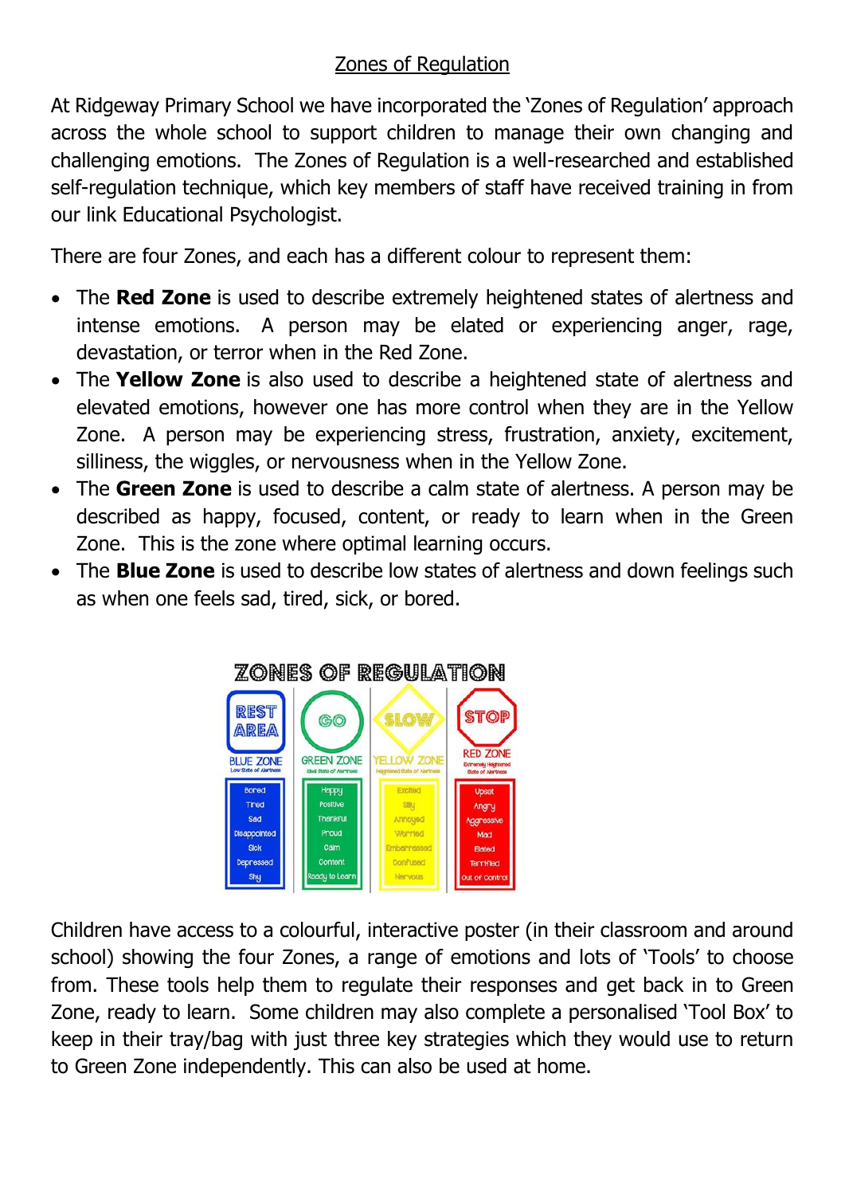# Zones of Regulation

At Ridgeway Primary School we have incorporated the 'Zones of Regulation' approach across the whole school to support children to manage their own changing and challenging emotions. The Zones of Regulation is a well-researched and established self-regulation technique, which key members of staff have received training in from our link Educational Psychologist.

There are four Zones, and each has a different colour to represent them:

- The **Red Zone** is used to describe extremely heightened states of alertness and intense emotions. A person may be elated or experiencing anger, rage, devastation, or terror when in the Red Zone.
- The **Yellow Zone** is also used to describe a heightened state of alertness and elevated emotions, however one has more control when they are in the Yellow Zone. A person may be experiencing stress, frustration, anxiety, excitement, silliness, the wiggles, or nervousness when in the Yellow Zone.
- The **Green Zone** is used to describe a calm state of alertness. A person may be described as happy, focused, content, or ready to learn when in the Green Zone. This is the zone where optimal learning occurs.
- The **Blue Zone** is used to describe low states of alertness and down feelings such as when one feels sad, tired, sick, or bored.

**ZONES OF REGULATION**

| REST AREA | GO | SLOW | STOP |
|---|---|---|---|
| BLUE ZONE<br>Low State of Alertness | GREEN ZONE<br>Ideal State of Alertness | YELLOW ZONE<br>Heightened State of Alertness | RED ZONE<br>Extremely Heightened State of Alertness |
| Bored | Happy | Excited | Upset |
| Tired | Positive | Silly | Angry |
| Sad | Thankful | Annoyed | Aggressive |
| Disappointed | Proud | Worried | Mad |
| Sick | Calm | Embarrassed | Elated |
| Depressed | Content | Confused | Terrified |
| Shy | Ready to Learn | Nervous | Out of Control |

Children have access to a colourful, interactive poster (in their classroom and around school) showing the four Zones, a range of emotions and lots of 'Tools' to choose from. These tools help them to regulate their responses and get back in to Green Zone, ready to learn. Some children may also complete a personalised 'Tool Box' to keep in their tray/bag with just three key strategies which they would use to return to Green Zone independently. This can also be used at home.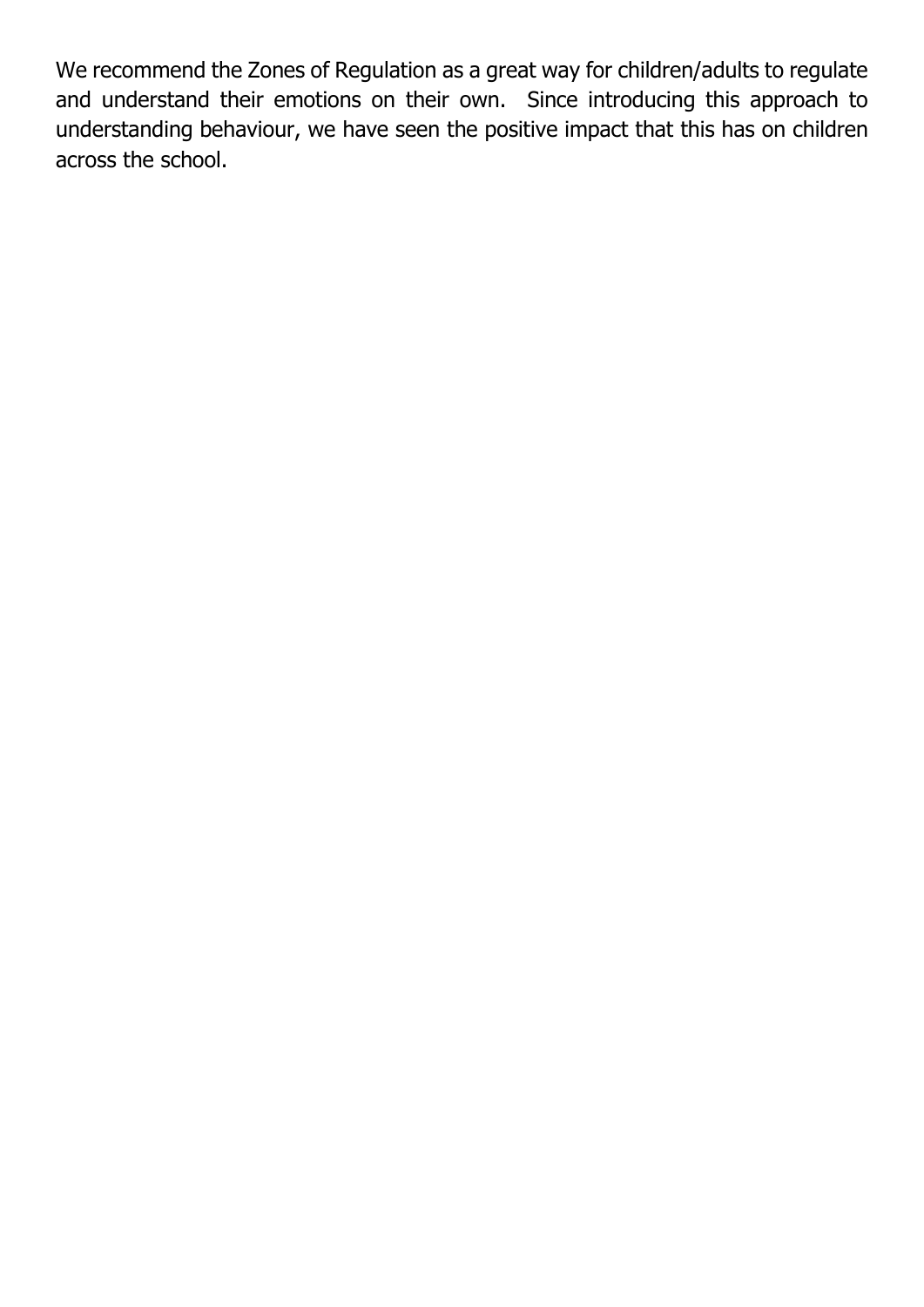We recommend the Zones of Regulation as a great way for children/adults to regulate and understand their emotions on their own. Since introducing this approach to understanding behaviour, we have seen the positive impact that this has on children across the school.